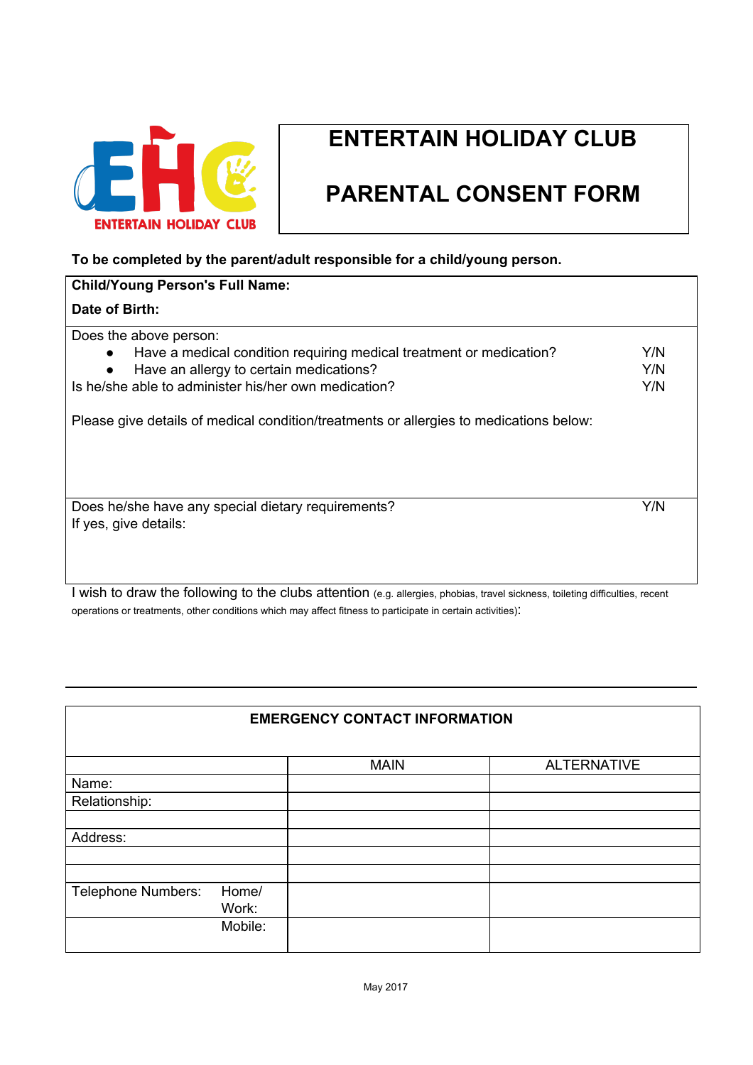# ENTERTAIN HOLIDAY CLUB

# PARENTAL CONSENT FORM

**To be completed by the parent/adult responsible for a child/young person.**

**Child/Young Person's Full Name:**

**Date of Birth:**

Does the above person:

- Have a medical condition requiring medical treatment or medication? Y/N
- Have an allergy to certain medications? Y/N

Is he/she able to administer his/her own medication? Y/N

Please give details of medical condition/treatments or allergies to medications below:

Does he/she have any special dietary requirements? Y/N

If yes, give details:

I wish to draw the following to the clubs attention (e.g. allergies, phobias, travel sickness, toileting difficulties, recent operations or treatments, other conditions which may affect fitness to participate in certain activities):

**EMERGENCY CONTACT INFORMATION**

| | MAIN | ALTERNATIVE |
|---|---|---|
| Name: | | |
| Relationship: | | |
| | | |
| Address: | | |
| | | |
| | | |
| Telephone Numbers: Home/ Work: | | |
| Mobile: | | |

May 2017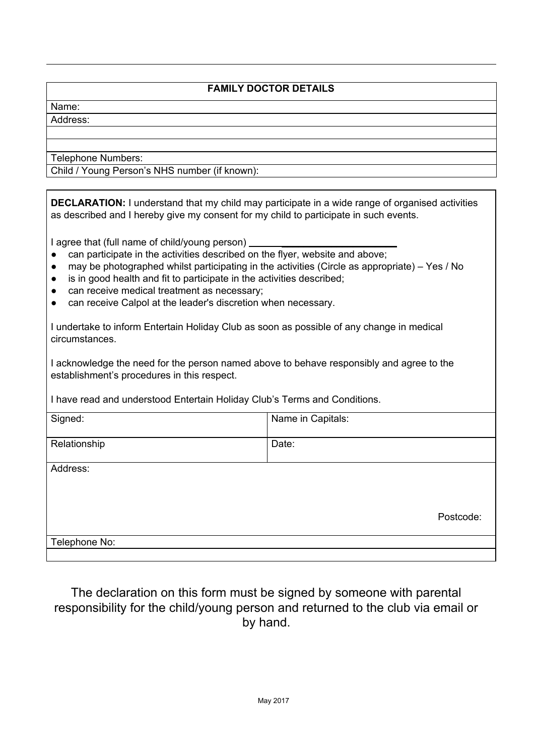| FAMILY DOCTOR DETAILS |
| --- |
| Name: |
| Address: |
| |
| |
| Telephone Numbers: |
| Child / Young Person's NHS number (if known): |

**DECLARATION:** I understand that my child may participate in a wide range of organised activities as described and I hereby give my consent for my child to participate in such events.

I agree that (full name of child/young person) ___________________________

- can participate in the activities described on the flyer, website and above;
- may be photographed whilst participating in the activities (Circle as appropriate) – Yes / No
- is in good health and fit to participate in the activities described;
- can receive medical treatment as necessary;
- can receive Calpol at the leader's discretion when necessary.

I undertake to inform Entertain Holiday Club as soon as possible of any change in medical circumstances.

I acknowledge the need for the person named above to behave responsibly and agree to the establishment's procedures in this respect.

I have read and understood Entertain Holiday Club's Terms and Conditions.

| | |
| --- | --- |
| Signed: | Name in Capitals: |
| Relationship | Date: |
| Address: Postcode: | |
| Telephone No: | |
| | |

The declaration on this form must be signed by someone with parental responsibility for the child/young person and returned to the club via email or by hand.

May 2017